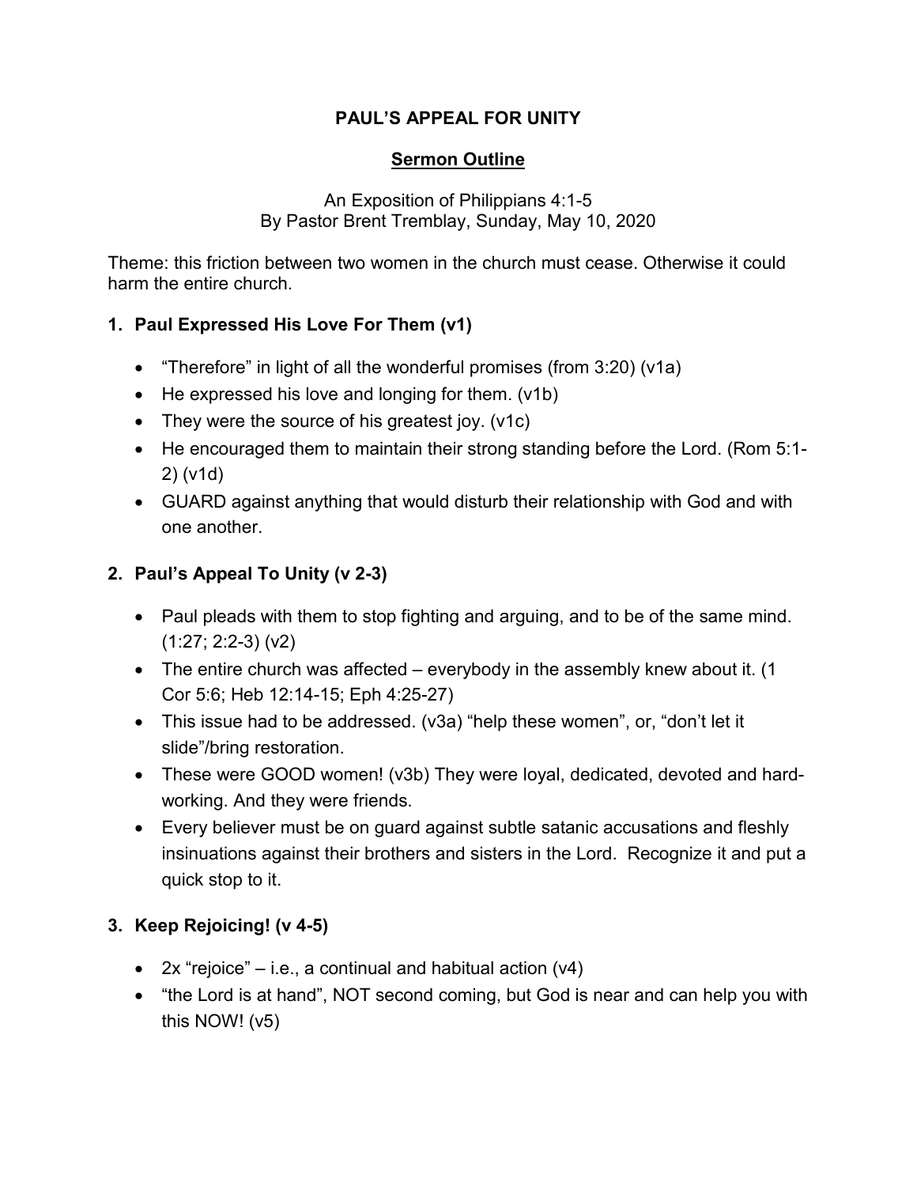# PAUL'S APPEAL FOR UNITY

## Sermon Outline

An Exposition of Philippians 4:1-5
By Pastor Brent Tremblay, Sunday, May 10, 2020

Theme: this friction between two women in the church must cease. Otherwise it could harm the entire church.

### 1. Paul Expressed His Love For Them (v1)

- "Therefore" in light of all the wonderful promises (from 3:20) (v1a)
- He expressed his love and longing for them. (v1b)
- They were the source of his greatest joy. (v1c)
- He encouraged them to maintain their strong standing before the Lord. (Rom 5:1-2) (v1d)
- GUARD against anything that would disturb their relationship with God and with one another.

### 2. Paul's Appeal To Unity (v 2-3)

- Paul pleads with them to stop fighting and arguing, and to be of the same mind. (1:27; 2:2-3) (v2)
- The entire church was affected – everybody in the assembly knew about it. (1 Cor 5:6; Heb 12:14-15; Eph 4:25-27)
- This issue had to be addressed. (v3a) "help these women", or, "don't let it slide"/bring restoration.
- These were GOOD women! (v3b) They were loyal, dedicated, devoted and hard-working. And they were friends.
- Every believer must be on guard against subtle satanic accusations and fleshly insinuations against their brothers and sisters in the Lord. Recognize it and put a quick stop to it.

### 3. Keep Rejoicing! (v 4-5)

- 2x "rejoice" – i.e., a continual and habitual action (v4)
- "the Lord is at hand", NOT second coming, but God is near and can help you with this NOW! (v5)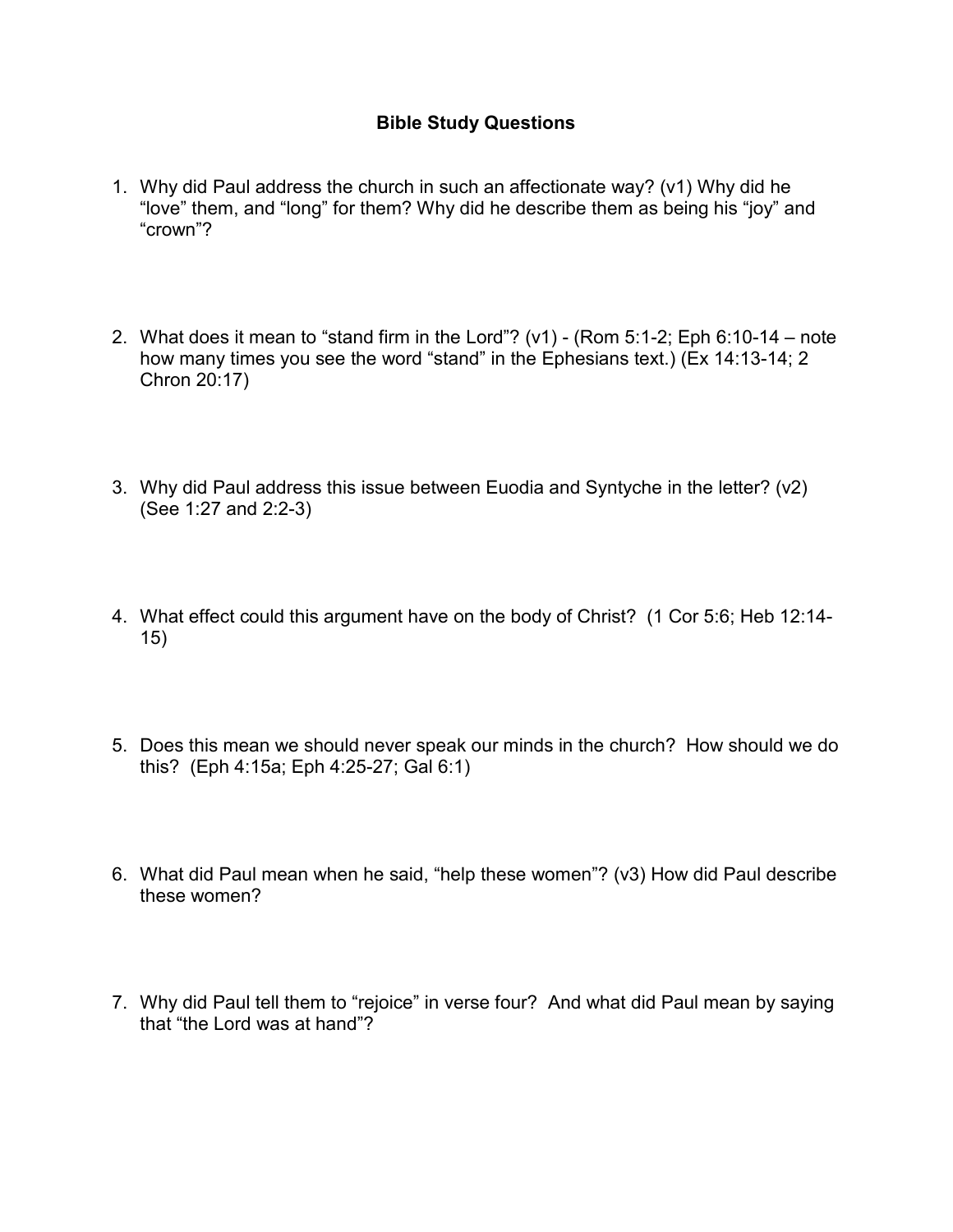**Bible Study Questions**

1. Why did Paul address the church in such an affectionate way? (v1) Why did he "love" them, and "long" for them? Why did he describe them as being his "joy" and "crown"?

2. What does it mean to "stand firm in the Lord"? (v1) - (Rom 5:1-2; Eph 6:10-14 – note how many times you see the word "stand" in the Ephesians text.) (Ex 14:13-14; 2 Chron 20:17)

3. Why did Paul address this issue between Euodia and Syntyche in the letter? (v2) (See 1:27 and 2:2-3)

4. What effect could this argument have on the body of Christ? (1 Cor 5:6; Heb 12:14-15)

5. Does this mean we should never speak our minds in the church? How should we do this? (Eph 4:15a; Eph 4:25-27; Gal 6:1)

6. What did Paul mean when he said, "help these women"? (v3) How did Paul describe these women?

7. Why did Paul tell them to "rejoice" in verse four? And what did Paul mean by saying that "the Lord was at hand"?